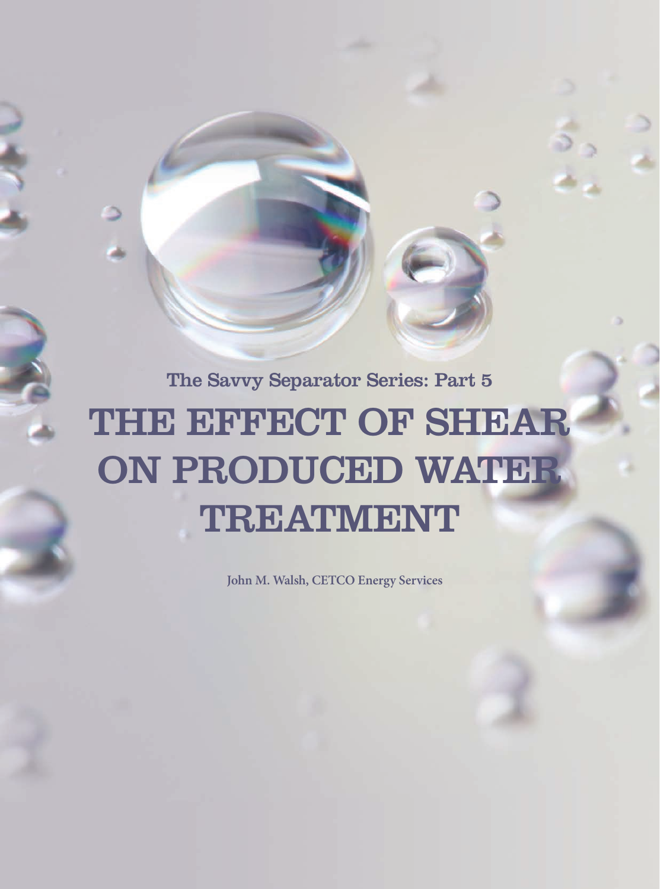The Savvy Separator Series: Part 5

# THE EFFECT OF SHEAR ON PRODUCED WATER TREATMENT

John M. Walsh, CETCO Energy Services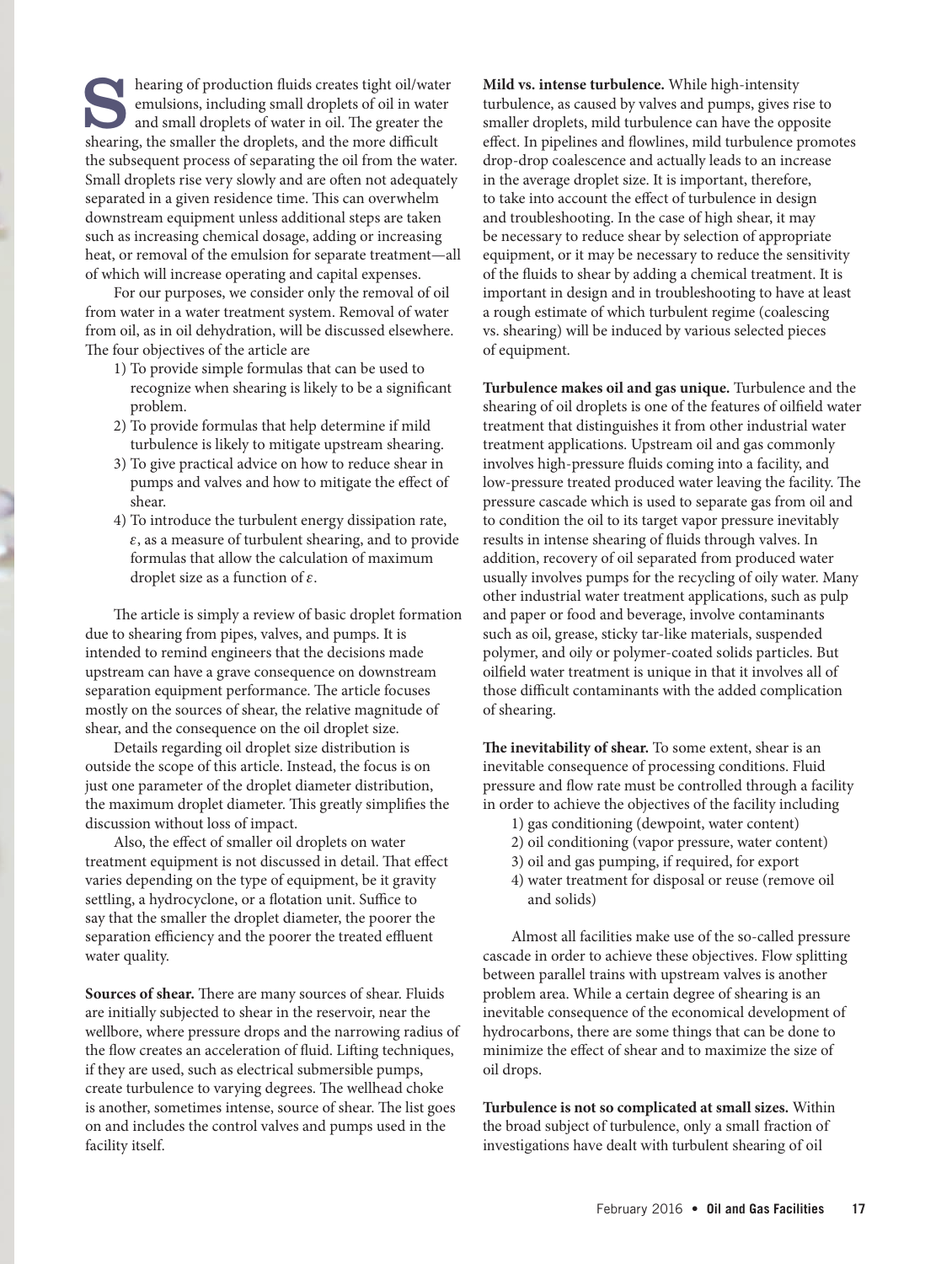Shearing of production fluids creates tight oil/water emulsions, including small droplets of oil in water and small droplets of water in oil. The greater the shearing, the smaller the droplets, and the more difficult the subsequent process of separating the oil from the water. Small droplets rise very slowly and are often not adequately separated in a given residence time. This can overwhelm downstream equipment unless additional steps are taken such as increasing chemical dosage, adding or increasing heat, or removal of the emulsion for separate treatment—all of which will increase operating and capital expenses.

For our purposes, we consider only the removal of oil from water in a water treatment system. Removal of water from oil, as in oil dehydration, will be discussed elsewhere. The four objectives of the article are

1) To provide simple formulas that can be used to recognize when shearing is likely to be a significant problem.
2) To provide formulas that help determine if mild turbulence is likely to mitigate upstream shearing.
3) To give practical advice on how to reduce shear in pumps and valves and how to mitigate the effect of shear.
4) To introduce the turbulent energy dissipation rate, $\varepsilon$, as a measure of turbulent shearing, and to provide formulas that allow the calculation of maximum droplet size as a function of $\varepsilon$.

The article is simply a review of basic droplet formation due to shearing from pipes, valves, and pumps. It is intended to remind engineers that the decisions made upstream can have a grave consequence on downstream separation equipment performance. The article focuses mostly on the sources of shear, the relative magnitude of shear, and the consequence on the oil droplet size.

Details regarding oil droplet size distribution is outside the scope of this article. Instead, the focus is on just one parameter of the droplet diameter distribution, the maximum droplet diameter. This greatly simplifies the discussion without loss of impact.

Also, the effect of smaller oil droplets on water treatment equipment is not discussed in detail. That effect varies depending on the type of equipment, be it gravity settling, a hydrocyclone, or a flotation unit. Suffice to say that the smaller the droplet diameter, the poorer the separation efficiency and the poorer the treated effluent water quality.

**Sources of shear.** There are many sources of shear. Fluids are initially subjected to shear in the reservoir, near the wellbore, where pressure drops and the narrowing radius of the flow creates an acceleration of fluid. Lifting techniques, if they are used, such as electrical submersible pumps, create turbulence to varying degrees. The wellhead choke is another, sometimes intense, source of shear. The list goes on and includes the control valves and pumps used in the facility itself.

**Mild vs. intense turbulence.** While high-intensity turbulence, as caused by valves and pumps, gives rise to smaller droplets, mild turbulence can have the opposite effect. In pipelines and flowlines, mild turbulence promotes drop-drop coalescence and actually leads to an increase in the average droplet size. It is important, therefore, to take into account the effect of turbulence in design and troubleshooting. In the case of high shear, it may be necessary to reduce shear by selection of appropriate equipment, or it may be necessary to reduce the sensitivity of the fluids to shear by adding a chemical treatment. It is important in design and in troubleshooting to have at least a rough estimate of which turbulent regime (coalescing vs. shearing) will be induced by various selected pieces of equipment.

**Turbulence makes oil and gas unique.** Turbulence and the shearing of oil droplets is one of the features of oilfield water treatment that distinguishes it from other industrial water treatment applications. Upstream oil and gas commonly involves high-pressure fluids coming into a facility, and low-pressure treated produced water leaving the facility. The pressure cascade which is used to separate gas from oil and to condition the oil to its target vapor pressure inevitably results in intense shearing of fluids through valves. In addition, recovery of oil separated from produced water usually involves pumps for the recycling of oily water. Many other industrial water treatment applications, such as pulp and paper or food and beverage, involve contaminants such as oil, grease, sticky tar-like materials, suspended polymer, and oily or polymer-coated solids particles. But oilfield water treatment is unique in that it involves all of those difficult contaminants with the added complication of shearing.

**The inevitability of shear.** To some extent, shear is an inevitable consequence of processing conditions. Fluid pressure and flow rate must be controlled through a facility in order to achieve the objectives of the facility including

1) gas conditioning (dewpoint, water content)
2) oil conditioning (vapor pressure, water content)
3) oil and gas pumping, if required, for export
4) water treatment for disposal or reuse (remove oil and solids)

Almost all facilities make use of the so-called pressure cascade in order to achieve these objectives. Flow splitting between parallel trains with upstream valves is another problem area. While a certain degree of shearing is an inevitable consequence of the economical development of hydrocarbons, there are some things that can be done to minimize the effect of shear and to maximize the size of oil drops.

**Turbulence is not so complicated at small sizes.** Within the broad subject of turbulence, only a small fraction of investigations have dealt with turbulent shearing of oil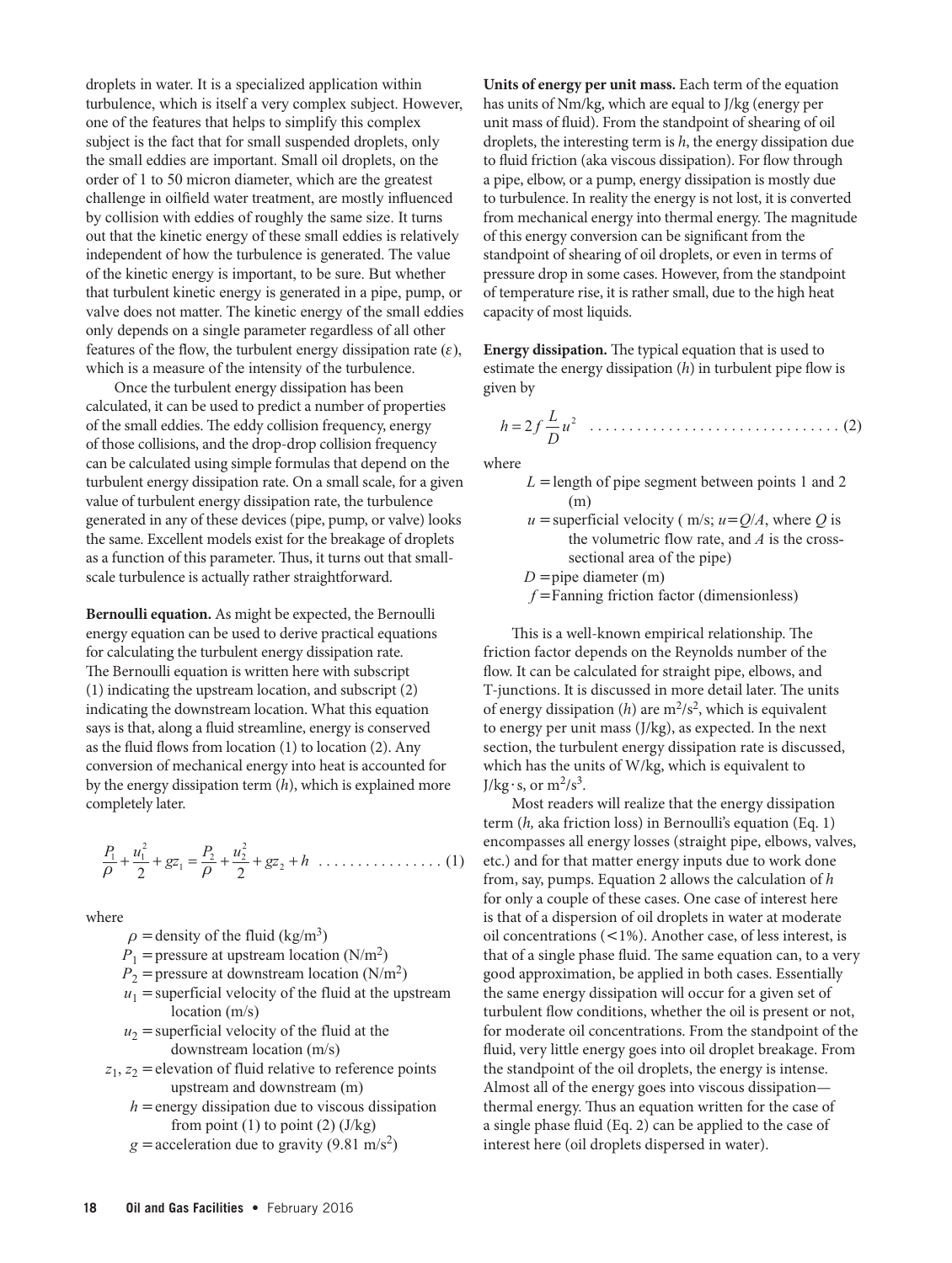droplets in water. It is a specialized application within turbulence, which is itself a very complex subject. However, one of the features that helps to simplify this complex subject is the fact that for small suspended droplets, only the small eddies are important. Small oil droplets, on the order of 1 to 50 micron diameter, which are the greatest challenge in oilfield water treatment, are mostly influenced by collision with eddies of roughly the same size. It turns out that the kinetic energy of these small eddies is relatively independent of how the turbulence is generated. The value of the kinetic energy is important, to be sure. But whether that turbulent kinetic energy is generated in a pipe, pump, or valve does not matter. The kinetic energy of the small eddies only depends on a single parameter regardless of all other features of the flow, the turbulent energy dissipation rate ($\varepsilon$), which is a measure of the intensity of the turbulence.

Once the turbulent energy dissipation has been calculated, it can be used to predict a number of properties of the small eddies. The eddy collision frequency, energy of those collisions, and the drop-drop collision frequency can be calculated using simple formulas that depend on the turbulent energy dissipation rate. On a small scale, for a given value of turbulent energy dissipation rate, the turbulence generated in any of these devices (pipe, pump, or valve) looks the same. Excellent models exist for the breakage of droplets as a function of this parameter. Thus, it turns out that small-scale turbulence is actually rather straightforward.

**Bernoulli equation.** As might be expected, the Bernoulli energy equation can be used to derive practical equations for calculating the turbulent energy dissipation rate. The Bernoulli equation is written here with subscript (1) indicating the upstream location, and subscript (2) indicating the downstream location. What this equation says is that, along a fluid streamline, energy is conserved as the fluid flows from location (1) to location (2). Any conversion of mechanical energy into heat is accounted for by the energy dissipation term ($h$), which is explained more completely later.

$$\frac{P_1}{\rho} + \frac{u_1^2}{2} + gz_1 = \frac{P_2}{\rho} + \frac{u_2^2}{2} + gz_2 + h \quad \text{(1)}$$

where

- $\rho$ = density of the fluid ($kg/m^3$)
- $P_1$ = pressure at upstream location ($N/m^2$)
- $P_2$ = pressure at downstream location ($N/m^2$)
- $u_1$ = superficial velocity of the fluid at the upstream location (m/s)
- $u_2$ = superficial velocity of the fluid at the downstream location (m/s)
- $z_1$, $z_2$ = elevation of fluid relative to reference points upstream and downstream (m)
- $h$ = energy dissipation due to viscous dissipation from point (1) to point (2) (J/kg)
- $g$ = acceleration due to gravity (9.81 $m/s^2$)

**Units of energy per unit mass.** Each term of the equation has units of Nm/kg, which are equal to J/kg (energy per unit mass of fluid). From the standpoint of shearing of oil droplets, the interesting term is $h$, the energy dissipation due to fluid friction (aka viscous dissipation). For flow through a pipe, elbow, or a pump, energy dissipation is mostly due to turbulence. In reality the energy is not lost, it is converted from mechanical energy into thermal energy. The magnitude of this energy conversion can be significant from the standpoint of shearing of oil droplets, or even in terms of pressure drop in some cases. However, from the standpoint of temperature rise, it is rather small, due to the high heat capacity of most liquids.

**Energy dissipation.** The typical equation that is used to estimate the energy dissipation ($h$) in turbulent pipe flow is given by

$$h = 2f\frac{L}{D}u^2 \quad \text{(2)}$$

where

- $L$ = length of pipe segment between points 1 and 2 (m)
- $u$ = superficial velocity ( m/s; $u=Q/A$, where $Q$ is the volumetric flow rate, and $A$ is the cross-sectional area of the pipe)
- $D$ = pipe diameter (m)
- $f$ = Fanning friction factor (dimensionless)

This is a well-known empirical relationship. The friction factor depends on the Reynolds number of the flow. It can be calculated for straight pipe, elbows, and T-junctions. It is discussed in more detail later. The units of energy dissipation ($h$) are $m^2/s^2$, which is equivalent to energy per unit mass (J/kg), as expected. In the next section, the turbulent energy dissipation rate is discussed, which has the units of W/kg, which is equivalent to $J/kg \cdot s$, or $m^2/s^3$.

Most readers will realize that the energy dissipation term ($h$, aka friction loss) in Bernoulli's equation (Eq. 1) encompasses all energy losses (straight pipe, elbows, valves, etc.) and for that matter energy inputs due to work done from, say, pumps. Equation 2 allows the calculation of $h$ for only a couple of these cases. One case of interest here is that of a dispersion of oil droplets in water at moderate oil concentrations (<1%). Another case, of less interest, is that of a single phase fluid. The same equation can, to a very good approximation, be applied in both cases. Essentially the same energy dissipation will occur for a given set of turbulent flow conditions, whether the oil is present or not, for moderate oil concentrations. From the standpoint of the fluid, very little energy goes into oil droplet breakage. From the standpoint of the oil droplets, the energy is intense. Almost all of the energy goes into viscous dissipation—thermal energy. Thus an equation written for the case of a single phase fluid (Eq. 2) can be applied to the case of interest here (oil droplets dispersed in water).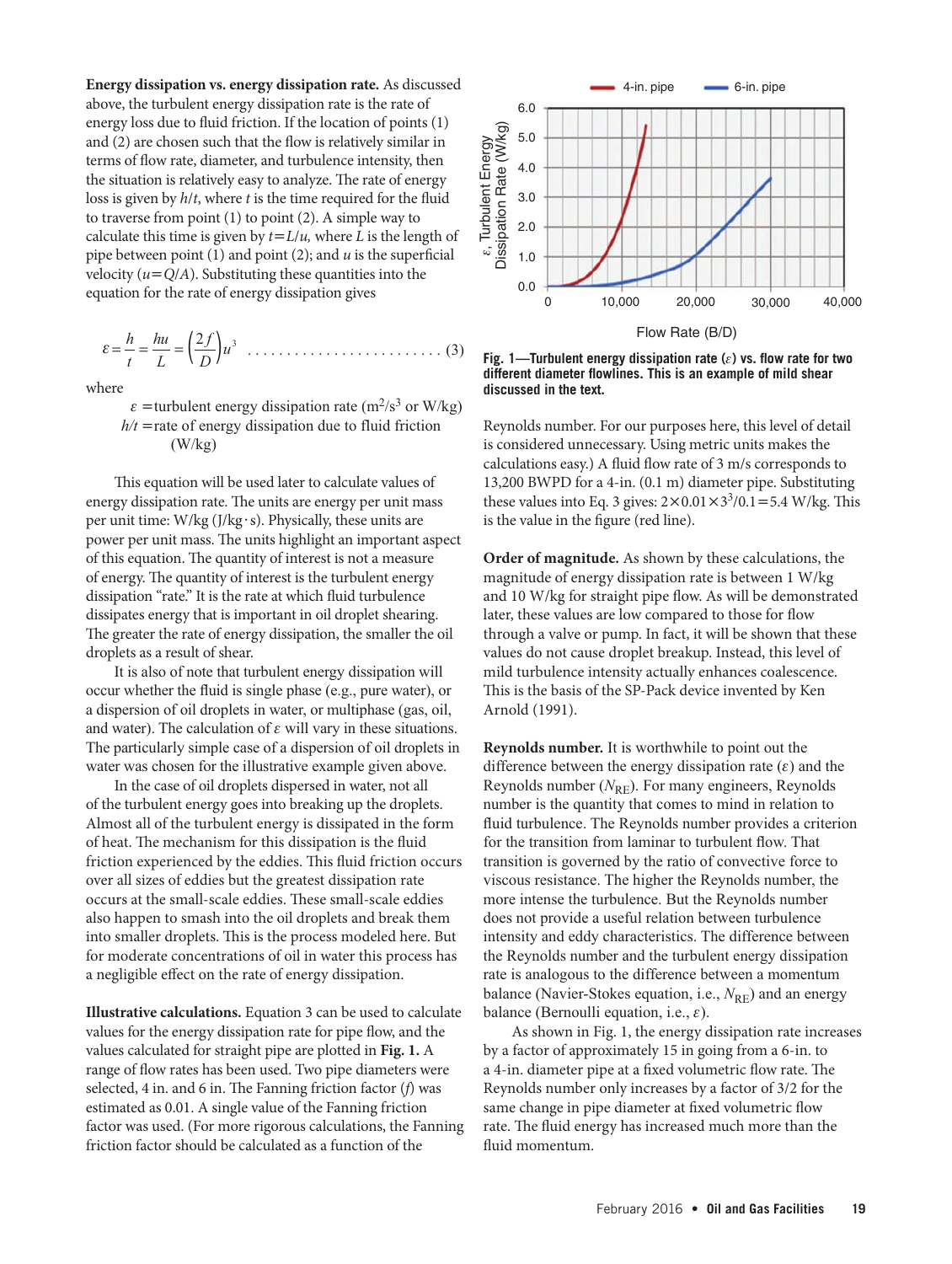**Energy dissipation vs. energy dissipation rate.** As discussed above, the turbulent energy dissipation rate is the rate of energy loss due to fluid friction. If the location of points (1) and (2) are chosen such that the flow is relatively similar in terms of flow rate, diameter, and turbulence intensity, then the situation is relatively easy to analyze. The rate of energy loss is given by $h/t$, where $t$ is the time required for the fluid to traverse from point (1) to point (2). A simple way to calculate this time is given by $t = L/u$, where $L$ is the length of pipe between point (1) and point (2); and $u$ is the superficial velocity ($u = Q/A$). Substituting these quantities into the equation for the rate of energy dissipation gives

$$\varepsilon = \frac{h}{t} = \frac{hu}{L} = \left(\frac{2f}{D}\right)u^3 \quad \text{(3)}$$

where

$\varepsilon$ = turbulent energy dissipation rate ($m^2/s^3$ or W/kg)
$h/t$ = rate of energy dissipation due to fluid friction (W/kg)

This equation will be used later to calculate values of energy dissipation rate. The units are energy per unit mass per unit time: W/kg (J/kg·s). Physically, these units are power per unit mass. The units highlight an important aspect of this equation. The quantity of interest is not a measure of energy. The quantity of interest is the turbulent energy dissipation "rate." It is the rate at which fluid turbulence dissipates energy that is important in oil droplet shearing. The greater the rate of energy dissipation, the smaller the oil droplets as a result of shear.

It is also of note that turbulent energy dissipation will occur whether the fluid is single phase (e.g., pure water), or a dispersion of oil droplets in water, or multiphase (gas, oil, and water). The calculation of $\varepsilon$ will vary in these situations. The particularly simple case of a dispersion of oil droplets in water was chosen for the illustrative example given above.

In the case of oil droplets dispersed in water, not all of the turbulent energy goes into breaking up the droplets. Almost all of the turbulent energy is dissipated in the form of heat. The mechanism for this dissipation is the fluid friction experienced by the eddies. This fluid friction occurs over all sizes of eddies but the greatest dissipation rate occurs at the small-scale eddies. These small-scale eddies also happen to smash into the oil droplets and break them into smaller droplets. This is the process modeled here. But for moderate concentrations of oil in water this process has a negligible effect on the rate of energy dissipation.

**Illustrative calculations.** Equation 3 can be used to calculate values for the energy dissipation rate for pipe flow, and the values calculated for straight pipe are plotted in **Fig. 1.** A range of flow rates has been used. Two pipe diameters were selected, 4 in. and 6 in. The Fanning friction factor ($f$) was estimated as 0.01. A single value of the Fanning friction factor was used. (For more rigorous calculations, the Fanning friction factor should be calculated as a function of the Reynolds number. For our purposes here, this level of detail is considered unnecessary. Using metric units makes the calculations easy.) A fluid flow rate of 3 m/s corresponds to 13,200 BWPD for a 4-in. (0.1 m) diameter pipe. Substituting these values into Eq. 3 gives: $2 \times 0.01 \times 3^3/0.1 = 5.4$ W/kg. This is the value in the figure (red line).

**Fig. 1—Turbulent energy dissipation rate ($\varepsilon$) vs. flow rate for two different diameter flowlines. This is an example of mild shear discussed in the text.**

**Order of magnitude.** As shown by these calculations, the magnitude of energy dissipation rate is between 1 W/kg and 10 W/kg for straight pipe flow. As will be demonstrated later, these values are low compared to those for flow through a valve or pump. In fact, it will be shown that these values do not cause droplet breakup. Instead, this level of mild turbulence intensity actually enhances coalescence. This is the basis of the SP-Pack device invented by Ken Arnold (1991).

**Reynolds number.** It is worthwhile to point out the difference between the energy dissipation rate ($\varepsilon$) and the Reynolds number ($N_{RE}$). For many engineers, Reynolds number is the quantity that comes to mind in relation to fluid turbulence. The Reynolds number provides a criterion for the transition from laminar to turbulent flow. That transition is governed by the ratio of convective force to viscous resistance. The higher the Reynolds number, the more intense the turbulence. But the Reynolds number does not provide a useful relation between turbulence intensity and eddy characteristics. The difference between the Reynolds number and the turbulent energy dissipation rate is analogous to the difference between a momentum balance (Navier-Stokes equation, i.e., $N_{RE}$) and an energy balance (Bernoulli equation, i.e., $\varepsilon$).

As shown in Fig. 1, the energy dissipation rate increases by a factor of approximately 15 in going from a 6-in. to a 4-in. diameter pipe at a fixed volumetric flow rate. The Reynolds number only increases by a factor of 3/2 for the same change in pipe diameter at fixed volumetric flow rate. The fluid energy has increased much more than the fluid momentum.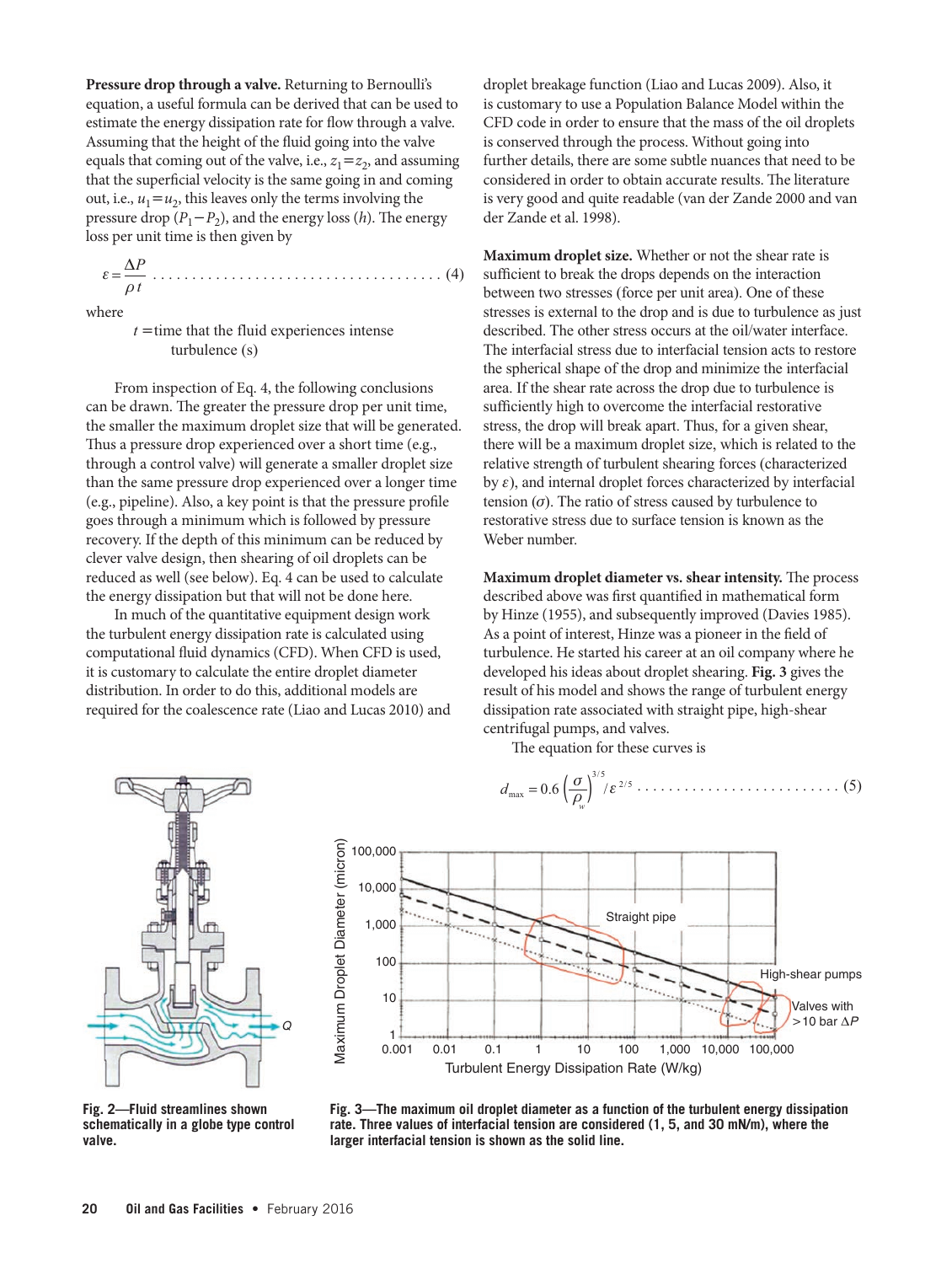**Pressure drop through a valve.** Returning to Bernoulli's equation, a useful formula can be derived that can be used to estimate the energy dissipation rate for flow through a valve. Assuming that the height of the fluid going into the valve equals that coming out of the valve, i.e., $z_1 = z_2$, and assuming that the superficial velocity is the same going in and coming out, i.e., $u_1 = u_2$, this leaves only the terms involving the pressure drop $(P_1 - P_2)$, and the energy loss $(h)$. The energy loss per unit time is then given by

$$\varepsilon = \frac{\Delta P}{\rho t} \quad \ldots\ldots\ldots (4)$$

where

$t$ = time that the fluid experiences intense turbulence (s)

From inspection of Eq. 4, the following conclusions can be drawn. The greater the pressure drop per unit time, the smaller the maximum droplet size that will be generated. Thus a pressure drop experienced over a short time (e.g., through a control valve) will generate a smaller droplet size than the same pressure drop experienced over a longer time (e.g., pipeline). Also, a key point is that the pressure profile goes through a minimum which is followed by pressure recovery. If the depth of this minimum can be reduced by clever valve design, then shearing of oil droplets can be reduced as well (see below). Eq. 4 can be used to calculate the energy dissipation but that will not be done here.

In much of the quantitative equipment design work the turbulent energy dissipation rate is calculated using computational fluid dynamics (CFD). When CFD is used, it is customary to calculate the entire droplet diameter distribution. In order to do this, additional models are required for the coalescence rate (Liao and Lucas 2010) and droplet breakage function (Liao and Lucas 2009). Also, it is customary to use a Population Balance Model within the CFD code in order to ensure that the mass of the oil droplets is conserved through the process. Without going into further details, there are some subtle nuances that need to be considered in order to obtain accurate results. The literature is very good and quite readable (van der Zande 2000 and van der Zande et al. 1998).

**Maximum droplet size.** Whether or not the shear rate is sufficient to break the drops depends on the interaction between two stresses (force per unit area). One of these stresses is external to the drop and is due to turbulence as just described. The other stress occurs at the oil/water interface. The interfacial stress due to interfacial tension acts to restore the spherical shape of the drop and minimize the interfacial area. If the shear rate across the drop due to turbulence is sufficiently high to overcome the interfacial restorative stress, the drop will break apart. Thus, for a given shear, there will be a maximum droplet size, which is related to the relative strength of turbulent shearing forces (characterized by $\varepsilon$), and internal droplet forces characterized by interfacial tension ($\sigma$). The ratio of stress caused by turbulence to restorative stress due to surface tension is known as the Weber number.

**Maximum droplet diameter vs. shear intensity.** The process described above was first quantified in mathematical form by Hinze (1955), and subsequently improved (Davies 1985). As a point of interest, Hinze was a pioneer in the field of turbulence. He started his career at an oil company where he developed his ideas about droplet shearing. **Fig. 3** gives the result of his model and shows the range of turbulent energy dissipation rate associated with straight pipe, high-shear centrifugal pumps, and valves.

The equation for these curves is

$$d_{max} = 0.6 \left(\frac{\sigma}{\rho_w}\right)^{3/5} / \varepsilon^{2/5} \quad \ldots\ldots\ldots (5)$$

**Fig. 2—Fluid streamlines shown schematically in a globe type control valve.**

**Fig. 3—The maximum oil droplet diameter as a function of the turbulent energy dissipation rate. Three values of interfacial tension are considered (1, 5, and 30 mN/m), where the larger interfacial tension is shown as the solid line.**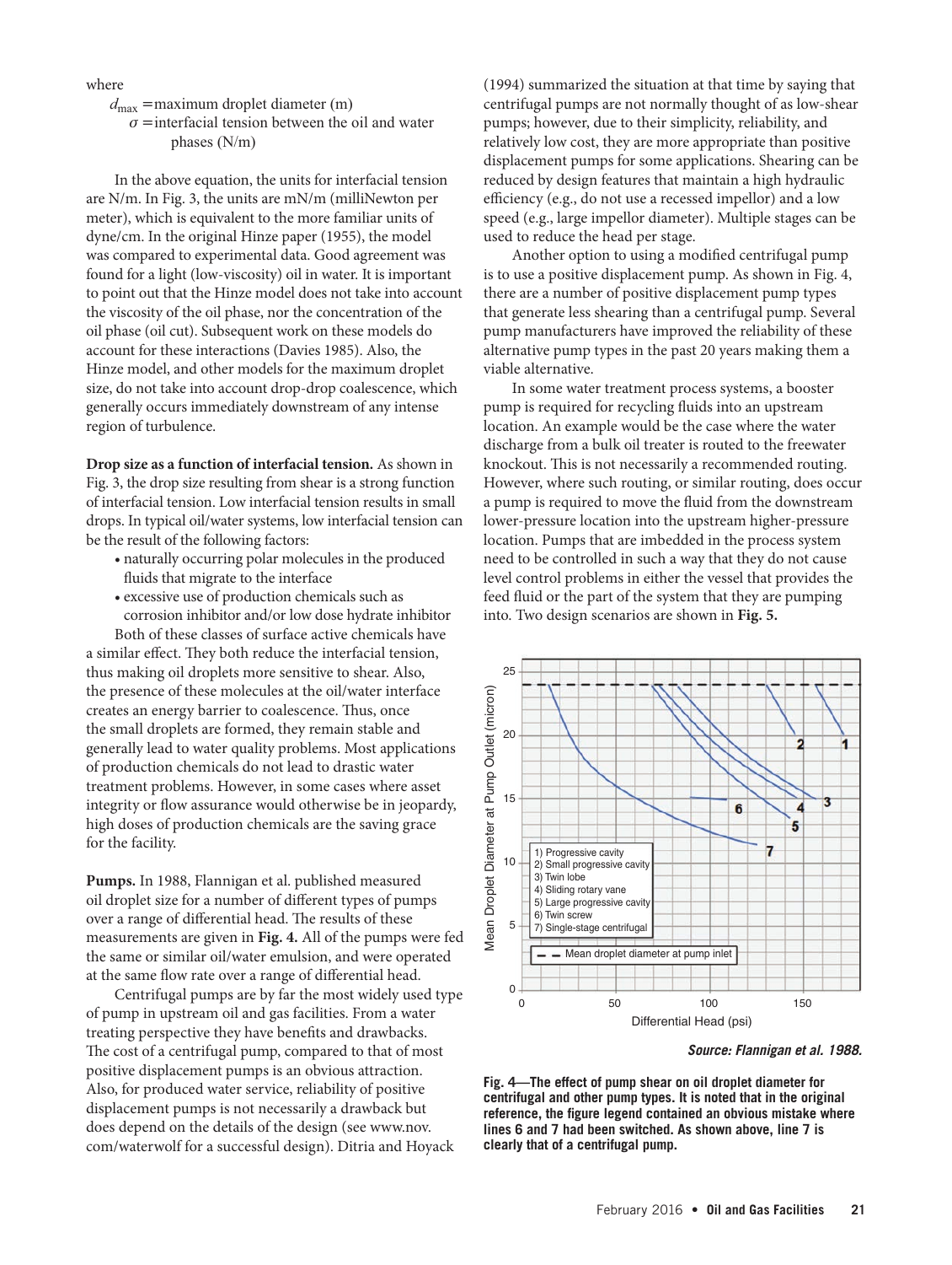where

$d_{max}$ = maximum droplet diameter (m)

$\sigma$ = interfacial tension between the oil and water phases (N/m)

In the above equation, the units for interfacial tension are N/m. In Fig. 3, the units are mN/m (milliNewton per meter), which is equivalent to the more familiar units of dyne/cm. In the original Hinze paper (1955), the model was compared to experimental data. Good agreement was found for a light (low-viscosity) oil in water. It is important to point out that the Hinze model does not take into account the viscosity of the oil phase, nor the concentration of the oil phase (oil cut). Subsequent work on these models do account for these interactions (Davies 1985). Also, the Hinze model, and other models for the maximum droplet size, do not take into account drop-drop coalescence, which generally occurs immediately downstream of any intense region of turbulence.

**Drop size as a function of interfacial tension.** As shown in Fig. 3, the drop size resulting from shear is a strong function of interfacial tension. Low interfacial tension results in small drops. In typical oil/water systems, low interfacial tension can be the result of the following factors:

- naturally occurring polar molecules in the produced fluids that migrate to the interface
- excessive use of production chemicals such as corrosion inhibitor and/or low dose hydrate inhibitor

Both of these classes of surface active chemicals have a similar effect. They both reduce the interfacial tension, thus making oil droplets more sensitive to shear. Also, the presence of these molecules at the oil/water interface creates an energy barrier to coalescence. Thus, once the small droplets are formed, they remain stable and generally lead to water quality problems. Most applications of production chemicals do not lead to drastic water treatment problems. However, in some cases where asset integrity or flow assurance would otherwise be in jeopardy, high doses of production chemicals are the saving grace for the facility.

**Pumps.** In 1988, Flannigan et al. published measured oil droplet size for a number of different types of pumps over a range of differential head. The results of these measurements are given in **Fig. 4.** All of the pumps were fed the same or similar oil/water emulsion, and were operated at the same flow rate over a range of differential head.

Centrifugal pumps are by far the most widely used type of pump in upstream oil and gas facilities. From a water treating perspective they have benefits and drawbacks. The cost of a centrifugal pump, compared to that of most positive displacement pumps is an obvious attraction. Also, for produced water service, reliability of positive displacement pumps is not necessarily a drawback but does depend on the details of the design (see www.nov.com/waterwolf for a successful design). Ditria and Hoyack (1994) summarized the situation at that time by saying that centrifugal pumps are not normally thought of as low-shear pumps; however, due to their simplicity, reliability, and relatively low cost, they are more appropriate than positive displacement pumps for some applications. Shearing can be reduced by design features that maintain a high hydraulic efficiency (e.g., do not use a recessed impellor) and a low speed (e.g., large impellor diameter). Multiple stages can be used to reduce the head per stage.

Another option to using a modified centrifugal pump is to use a positive displacement pump. As shown in Fig. 4, there are a number of positive displacement pump types that generate less shearing than a centrifugal pump. Several pump manufacturers have improved the reliability of these alternative pump types in the past 20 years making them a viable alternative.

In some water treatment process systems, a booster pump is required for recycling fluids into an upstream location. An example would be the case where the water discharge from a bulk oil treater is routed to the freewater knockout. This is not necessarily a recommended routing. However, where such routing, or similar routing, does occur a pump is required to move the fluid from the downstream lower-pressure location into the upstream higher-pressure location. Pumps that are imbedded in the process system need to be controlled in such a way that they do not cause level control problems in either the vessel that provides the feed fluid or the part of the system that they are pumping into. Two design scenarios are shown in **Fig. 5.**

Mean Droplet Diameter at Pump Outlet (micron)

25
20
15
10
5
0

0
50
100
150

Differential Head (psi)

1) Progressive cavity
2) Small progressive cavity
3) Twin lobe
4) Sliding rotary vane
5) Large progressive cavity
6) Twin screw
7) Single-stage centrifugal

Mean droplet diameter at pump inlet

1
2
3
4
5
6
7

*Source: Flannigan et al. 1988.*

**Fig. 4—The effect of pump shear on oil droplet diameter for centrifugal and other pump types. It is noted that in the original reference, the figure legend contained an obvious mistake where lines 6 and 7 had been switched. As shown above, line 7 is clearly that of a centrifugal pump.**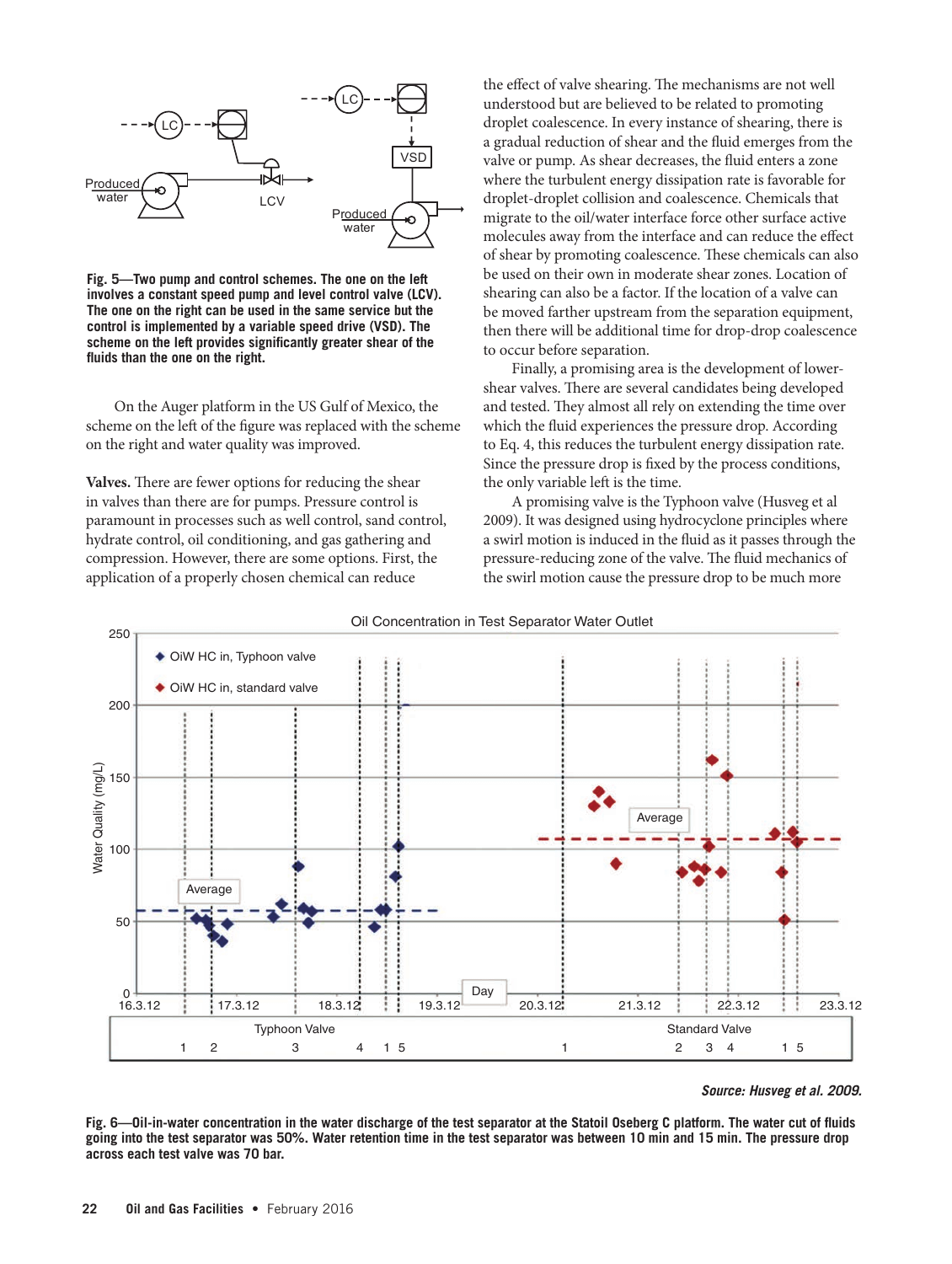Fig. 5—Two pump and control schemes. The one on the left involves a constant speed pump and level control valve (LCV). The one on the right can be used in the same service but the control is implemented by a variable speed drive (VSD). The scheme on the left provides significantly greater shear of the fluids than the one on the right.

On the Auger platform in the US Gulf of Mexico, the scheme on the left of the figure was replaced with the scheme on the right and water quality was improved.

**Valves.** There are fewer options for reducing the shear in valves than there are for pumps. Pressure control is paramount in processes such as well control, sand control, hydrate control, oil conditioning, and gas gathering and compression. However, there are some options. First, the application of a properly chosen chemical can reduce the effect of valve shearing. The mechanisms are not well understood but are believed to be related to promoting droplet coalescence. In every instance of shearing, there is a gradual reduction of shear and the fluid emerges from the valve or pump. As shear decreases, the fluid enters a zone where the turbulent energy dissipation rate is favorable for droplet-droplet collision and coalescence. Chemicals that migrate to the oil/water interface force other surface active molecules away from the interface and can reduce the effect of shear by promoting coalescence. These chemicals can also be used on their own in moderate shear zones. Location of shearing can also be a factor. If the location of a valve can be moved farther upstream from the separation equipment, then there will be additional time for drop-drop coalescence to occur before separation.

Finally, a promising area is the development of lower-shear valves. There are several candidates being developed and tested. They almost all rely on extending the time over which the fluid experiences the pressure drop. According to Eq. 4, this reduces the turbulent energy dissipation rate. Since the pressure drop is fixed by the process conditions, the only variable left is the time.

A promising valve is the Typhoon valve (Husveg et al 2009). It was designed using hydrocyclone principles where a swirl motion is induced in the fluid as it passes through the pressure-reducing zone of the valve. The fluid mechanics of the swirl motion cause the pressure drop to be much more

*Source: Husveg et al. 2009.*

Fig. 6—Oil-in-water concentration in the water discharge of the test separator at the Statoil Oseberg C platform. The water cut of fluids going into the test separator was 50%. Water retention time in the test separator was between 10 min and 15 min. The pressure drop across each test valve was 70 bar.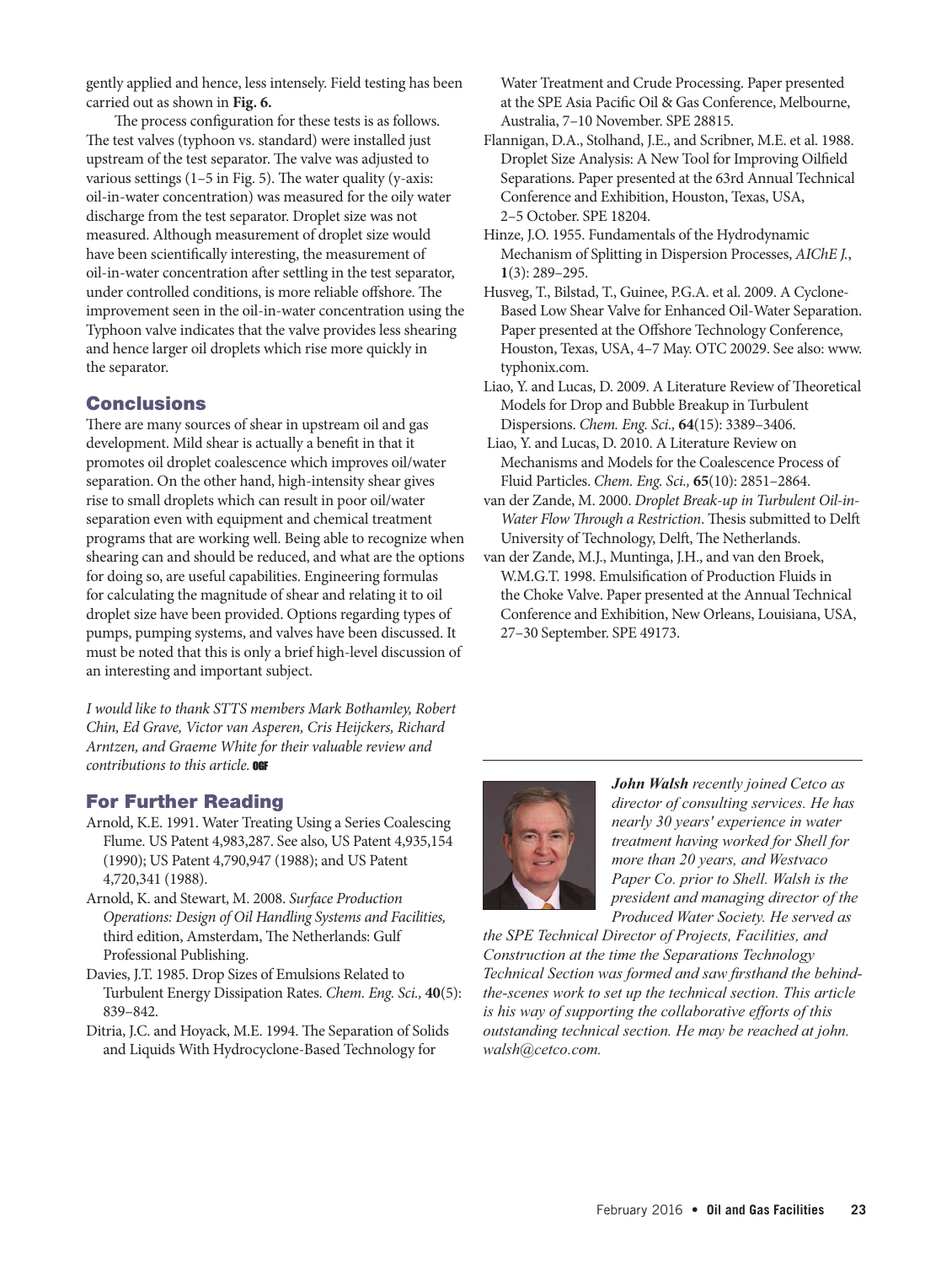gently applied and hence, less intensely. Field testing has been carried out as shown in **Fig. 6.**

The process configuration for these tests is as follows. The test valves (typhoon vs. standard) were installed just upstream of the test separator. The valve was adjusted to various settings (1–5 in Fig. 5). The water quality (y-axis: oil-in-water concentration) was measured for the oily water discharge from the test separator. Droplet size was not measured. Although measurement of droplet size would have been scientifically interesting, the measurement of oil-in-water concentration after settling in the test separator, under controlled conditions, is more reliable offshore. The improvement seen in the oil-in-water concentration using the Typhoon valve indicates that the valve provides less shearing and hence larger oil droplets which rise more quickly in the separator.

## Conclusions

There are many sources of shear in upstream oil and gas development. Mild shear is actually a benefit in that it promotes oil droplet coalescence which improves oil/water separation. On the other hand, high-intensity shear gives rise to small droplets which can result in poor oil/water separation even with equipment and chemical treatment programs that are working well. Being able to recognize when shearing can and should be reduced, and what are the options for doing so, are useful capabilities. Engineering formulas for calculating the magnitude of shear and relating it to oil droplet size have been provided. Options regarding types of pumps, pumping systems, and valves have been discussed. It must be noted that this is only a brief high-level discussion of an interesting and important subject.

*I would like to thank STTS members Mark Bothamley, Robert Chin, Ed Grave, Victor van Asperen, Cris Heijckers, Richard Arntzen, and Graeme White for their valuable review and contributions to this article.* **OGF**

## For Further Reading

Arnold, K.E. 1991. Water Treating Using a Series Coalescing Flume. US Patent 4,983,287. See also, US Patent 4,935,154 (1990); US Patent 4,790,947 (1988); and US Patent 4,720,341 (1988).

Arnold, K. and Stewart, M. 2008. *Surface Production Operations: Design of Oil Handling Systems and Facilities,* third edition, Amsterdam, The Netherlands: Gulf Professional Publishing.

Davies, J.T. 1985. Drop Sizes of Emulsions Related to Turbulent Energy Dissipation Rates. *Chem. Eng. Sci.,* **40**(5): 839–842.

Ditria, J.C. and Hoyack, M.E. 1994. The Separation of Solids and Liquids With Hydrocyclone-Based Technology for Water Treatment and Crude Processing. Paper presented at the SPE Asia Pacific Oil & Gas Conference, Melbourne, Australia, 7–10 November. SPE 28815.

Flannigan, D.A., Stolhand, J.E., and Scribner, M.E. et al. 1988. Droplet Size Analysis: A New Tool for Improving Oilfield Separations. Paper presented at the 63rd Annual Technical Conference and Exhibition, Houston, Texas, USA, 2–5 October. SPE 18204.

Hinze, J.O. 1955. Fundamentals of the Hydrodynamic Mechanism of Splitting in Dispersion Processes, *AIChE J.*, **1**(3): 289–295.

Husveg, T., Bilstad, T., Guinee, P.G.A. et al. 2009. A Cyclone-Based Low Shear Valve for Enhanced Oil-Water Separation. Paper presented at the Offshore Technology Conference, Houston, Texas, USA, 4–7 May. OTC 20029. See also: www.typhonix.com.

Liao, Y. and Lucas, D. 2009. A Literature Review of Theoretical Models for Drop and Bubble Breakup in Turbulent Dispersions. *Chem. Eng. Sci.,* **64**(15): 3389–3406.

Liao, Y. and Lucas, D. 2010. A Literature Review on Mechanisms and Models for the Coalescence Process of Fluid Particles. *Chem. Eng. Sci.,* **65**(10): 2851–2864.

van der Zande, M. 2000. *Droplet Break-up in Turbulent Oil-in-Water Flow Through a Restriction*. Thesis submitted to Delft University of Technology, Delft, The Netherlands.

van der Zande, M.J., Muntinga, J.H., and van den Broek, W.M.G.T. 1998. Emulsification of Production Fluids in the Choke Valve. Paper presented at the Annual Technical Conference and Exhibition, New Orleans, Louisiana, USA, 27–30 September. SPE 49173.

***John Walsh*** *recently joined Cetco as director of consulting services. He has nearly 30 years' experience in water treatment having worked for Shell for more than 20 years, and Westvaco Paper Co. prior to Shell. Walsh is the president and managing director of the Produced Water Society. He served as the SPE Technical Director of Projects, Facilities, and Construction at the time the Separations Technology Technical Section was formed and saw firsthand the behind-the-scenes work to set up the technical section. This article is his way of supporting the collaborative efforts of this outstanding technical section. He may be reached at john.walsh@cetco.com.*